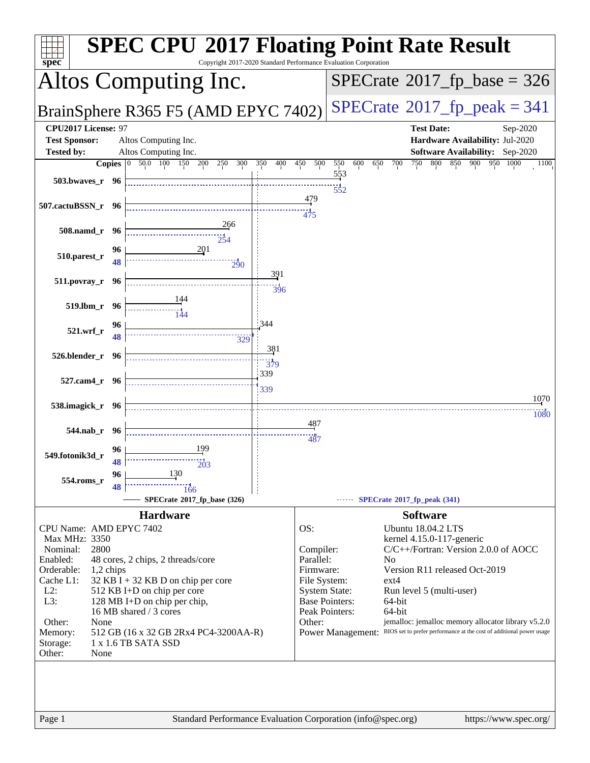# SPEC CPU 2017 Floating Point Rate Result

Copyright 2017-2020 Standard Performance Evaluation Corporation

## Altos Computing Inc.

**BrainSphere R365 F5 (AMD EPYC 7402)**

**SPECrate 2017_fp_base = 326**

**SPECrate 2017_fp_peak = 341**

| | | | |
|---|---|---|---|
| **CPU2017 License:** | 97 | **Test Date:** | Sep-2020 |
| **Test Sponsor:** | Altos Computing Inc. | **Hardware Availability:** | Jul-2020 |
| **Tested by:** | Altos Computing Inc. | **Software Availability:** | Sep-2020 |

| Benchmark | Copies (Base) | Base | Copies (Peak) | Peak |
|---|---|---|---|---|
| 503.bwaves_r | 96 | 553 | 96 | 552 |
| 507.cactuBSSN_r | 96 | 479 | 96 | 475 |
| 508.namd_r | 96 | 266 | 96 | 254 |
| 510.parest_r | 96 | 201 | 48 | 290 |
| 511.povray_r | 96 | 391 | 96 | 396 |
| 519.lbm_r | 96 | 144 | 96 | 144 |
| 521.wrf_r | 96 | 344 | 48 | 329 |
| 526.blender_r | 96 | 381 | 96 | 379 |
| 527.cam4_r | 96 | 339 | 96 | 339 |
| 538.imagick_r | 96 | 1070 | 96 | 1080 |
| 544.nab_r | 96 | 487 | 96 | 487 |
| 549.fotonik3d_r | 96 | 199 | 48 | 203 |
| 554.roms_r | 96 | 130 | 48 | 166 |

SPECrate 2017_fp_base (326) — SPECrate 2017_fp_peak (341)

## Hardware

| | |
|---|---|
| CPU Name: | AMD EPYC 7402 |
| Max MHz: | 3350 |
| Nominal: | 2800 |
| Enabled: | 48 cores, 2 chips, 2 threads/core |
| Orderable: | 1,2 chips |
| Cache L1: | 32 KB I + 32 KB D on chip per core |
| L2: | 512 KB I+D on chip per core |
| L3: | 128 MB I+D on chip per chip, 16 MB shared / 3 cores |
| Other: | None |
| Memory: | 512 GB (16 x 32 GB 2Rx4 PC4-3200AA-R) |
| Storage: | 1 x 1.6 TB SATA SSD |
| Other: | None |

## Software

| | |
|---|---|
| OS: | Ubuntu 18.04.2 LTS kernel 4.15.0-117-generic |
| Compiler: | C/C++/Fortran: Version 2.0.0 of AOCC |
| Parallel: | No |
| Firmware: | Version R11 released Oct-2019 |
| File System: | ext4 |
| System State: | Run level 5 (multi-user) |
| Base Pointers: | 64-bit |
| Peak Pointers: | 64-bit |
| Other: | jemalloc: jemalloc memory allocator library v5.2.0 |
| Power Management: | BIOS set to prefer performance at the cost of additional power usage |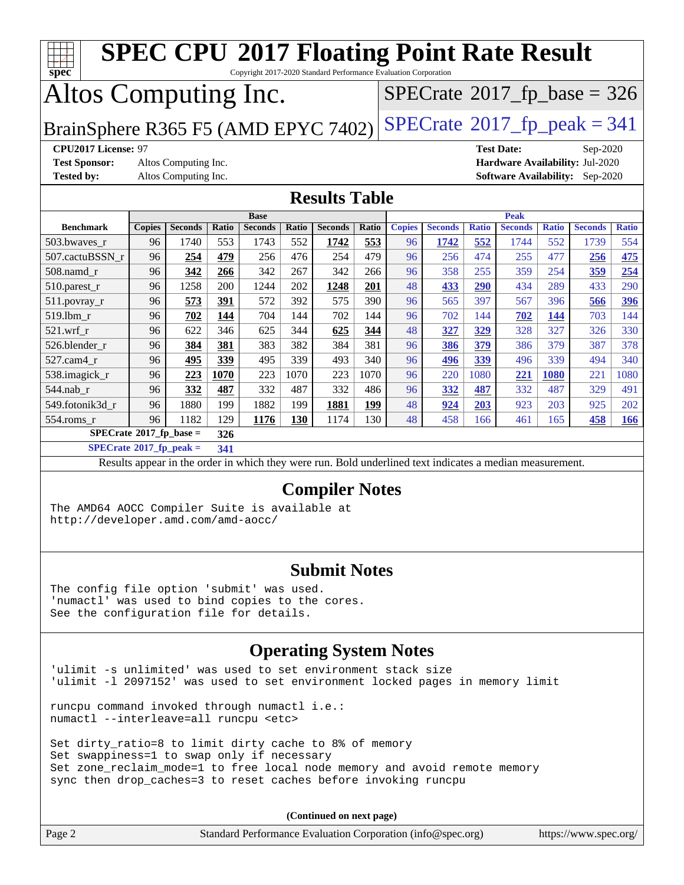# SPEC CPU 2017 Floating Point Rate Result

Copyright 2017-2020 Standard Performance Evaluation Corporation

# Altos Computing Inc.

BrainSphere R365 F5 (AMD EPYC 7402)

SPECrate 2017_fp_base = 326

SPECrate 2017_fp_peak = 341

**CPU2017 License:** 97
**Test Sponsor:** Altos Computing Inc.
**Tested by:** Altos Computing Inc.

**Test Date:** Sep-2020
**Hardware Availability:** Jul-2020
**Software Availability:** Sep-2020

## Results Table

| Benchmark | Base | | | | | | | Peak | | | | | | |
|---|---|---|---|---|---|---|---|---|---|---|---|---|---|---|
| | Copies | Seconds | Ratio | Seconds | Ratio | Seconds | Ratio | Copies | Seconds | Ratio | Seconds | Ratio | Seconds | Ratio |
| 503.bwaves_r | 96 | 1740 | 553 | 1743 | 552 | **1742** | **553** | 96 | **1742** | **552** | 1744 | 552 | 1739 | 554 |
| 507.cactuBSSN_r | 96 | **254** | **479** | 256 | 476 | 254 | 479 | 96 | 256 | 474 | 255 | 477 | **256** | **475** |
| 508.namd_r | 96 | **342** | **266** | 342 | 267 | 342 | 266 | 96 | 358 | 255 | 359 | 254 | **359** | **254** |
| 510.parest_r | 96 | 1258 | 200 | 1244 | 202 | **1248** | **201** | 48 | **433** | **290** | 434 | 289 | 433 | 290 |
| 511.povray_r | 96 | **573** | **391** | 572 | 392 | 575 | 390 | 96 | 565 | 397 | 567 | 396 | **566** | **396** |
| 519.lbm_r | 96 | **702** | **144** | 704 | 144 | 702 | 144 | 96 | 702 | 144 | **702** | **144** | 703 | 144 |
| 521.wrf_r | 96 | 622 | 346 | 625 | 344 | **625** | **344** | 48 | **327** | **329** | 328 | 327 | 326 | 330 |
| 526.blender_r | 96 | **384** | **381** | 383 | 382 | 384 | 381 | 96 | **386** | **379** | 386 | 379 | 387 | 378 |
| 527.cam4_r | 96 | **495** | **339** | 495 | 339 | 493 | 340 | 96 | **496** | **339** | 496 | 339 | 494 | 340 |
| 538.imagick_r | 96 | **223** | **1070** | 223 | 1070 | 223 | 1070 | 96 | 220 | 1080 | **221** | **1080** | 221 | 1080 |
| 544.nab_r | 96 | **332** | **487** | 332 | 487 | 332 | 486 | 96 | **332** | **487** | 332 | 487 | 329 | 491 |
| 549.fotonik3d_r | 96 | 1880 | 199 | 1882 | 199 | **1881** | **199** | 48 | **924** | **203** | 923 | 203 | 925 | 202 |
| 554.roms_r | 96 | 1182 | 129 | **1176** | **130** | 1174 | 130 | 48 | 458 | 166 | 461 | 165 | **458** | **166** |

**SPECrate 2017_fp_base = 326**

**SPECrate 2017_fp_peak = 341**

Results appear in the order in which they were run. Bold underlined text indicates a median measurement.

## Compiler Notes

```
The AMD64 AOCC Compiler Suite is available at
http://developer.amd.com/amd-aocc/
```

## Submit Notes

```
The config file option 'submit' was used.
'numactl' was used to bind copies to the cores.
See the configuration file for details.
```

## Operating System Notes

```
'ulimit -s unlimited' was used to set environment stack size
'ulimit -l 2097152' was used to set environment locked pages in memory limit

runcpu command invoked through numactl i.e.:
numactl --interleave=all runcpu <etc>

Set dirty_ratio=8 to limit dirty cache to 8% of memory
Set swappiness=1 to swap only if necessary
Set zone_reclaim_mode=1 to free local node memory and avoid remote memory
sync then drop_caches=3 to reset caches before invoking runcpu
```

**(Continued on next page)**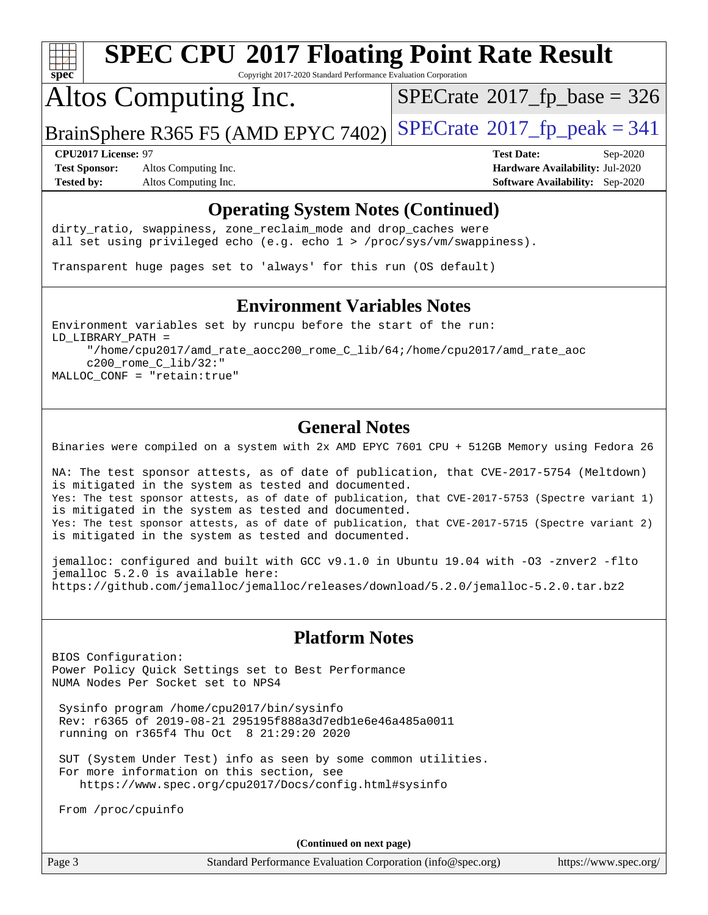## Operating System Notes (Continued)

```
dirty_ratio, swappiness, zone_reclaim_mode and drop_caches were
all set using privileged echo (e.g. echo 1 > /proc/sys/vm/swappiness).

Transparent huge pages set to 'always' for this run (OS default)
```

## Environment Variables Notes

```
Environment variables set by runcpu before the start of the run:
LD_LIBRARY_PATH =
     "/home/cpu2017/amd_rate_aocc200_rome_C_lib/64;/home/cpu2017/amd_rate_aoc
     c200_rome_C_lib/32:"
MALLOC_CONF = "retain:true"
```

## General Notes

```
Binaries were compiled on a system with 2x AMD EPYC 7601 CPU + 512GB Memory using Fedora 26

NA: The test sponsor attests, as of date of publication, that CVE-2017-5754 (Meltdown)
is mitigated in the system as tested and documented.
Yes: The test sponsor attests, as of date of publication, that CVE-2017-5753 (Spectre variant 1)
is mitigated in the system as tested and documented.
Yes: The test sponsor attests, as of date of publication, that CVE-2017-5715 (Spectre variant 2)
is mitigated in the system as tested and documented.

jemalloc: configured and built with GCC v9.1.0 in Ubuntu 19.04 with -O3 -znver2 -flto
jemalloc 5.2.0 is available here:
https://github.com/jemalloc/jemalloc/releases/download/5.2.0/jemalloc-5.2.0.tar.bz2
```

## Platform Notes

```
BIOS Configuration:
Power Policy Quick Settings set to Best Performance
NUMA Nodes Per Socket set to NPS4

 Sysinfo program /home/cpu2017/bin/sysinfo
 Rev: r6365 of 2019-08-21 295195f888a3d7edb1e6e46a485a0011
 running on r365f4 Thu Oct  8 21:29:20 2020

 SUT (System Under Test) info as seen by some common utilities.
 For more information on this section, see
    https://www.spec.org/cpu2017/Docs/config.html#sysinfo

 From /proc/cpuinfo
```

**(Continued on next page)**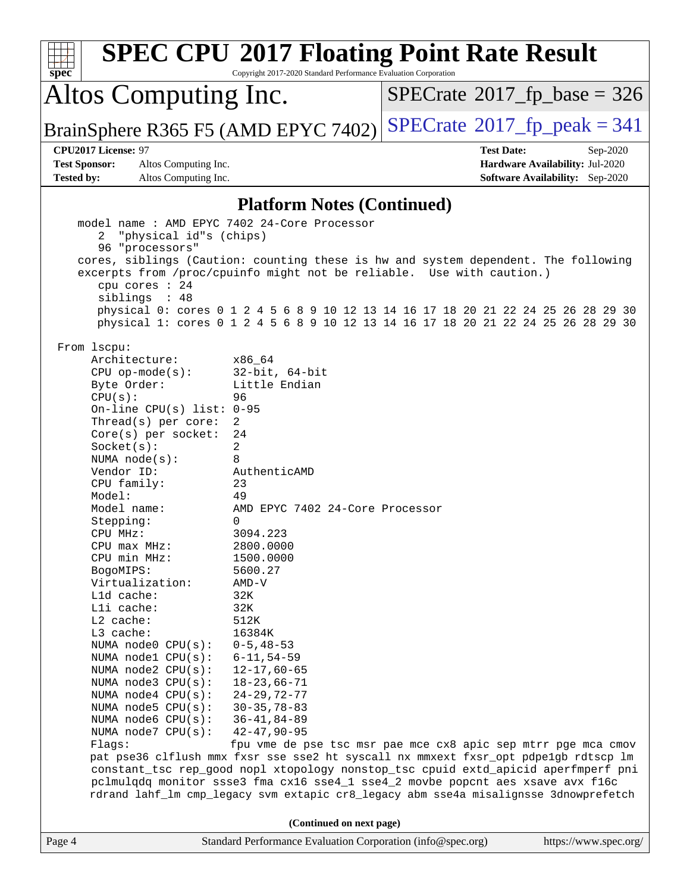# SPEC CPU 2017 Floating Point Rate Result

Copyright 2017-2020 Standard Performance Evaluation Corporation

**Altos Computing Inc.**

**BrainSphere R365 F5 (AMD EPYC 7402)**

SPECrate 2017_fp_base = 326

SPECrate 2017_fp_peak = 341

**CPU2017 License:** 97
**Test Sponsor:** Altos Computing Inc.
**Tested by:** Altos Computing Inc.

**Test Date:** Sep-2020
**Hardware Availability:** Jul-2020
**Software Availability:** Sep-2020

## Platform Notes (Continued)

```
    model name : AMD EPYC 7402 24-Core Processor
       2  "physical id"s (chips)
       96 "processors"
    cores, siblings (Caution: counting these is hw and system dependent. The following
    excerpts from /proc/cpuinfo might not be reliable.  Use with caution.)
       cpu cores : 24
       siblings  : 48
       physical 0: cores 0 1 2 4 5 6 8 9 10 12 13 14 16 17 18 20 21 22 24 25 26 28 29 30
       physical 1: cores 0 1 2 4 5 6 8 9 10 12 13 14 16 17 18 20 21 22 24 25 26 28 29 30

 From lscpu:
      Architecture:          x86_64
      CPU op-mode(s):        32-bit, 64-bit
      Byte Order:            Little Endian
      CPU(s):                96
      On-line CPU(s) list:   0-95
      Thread(s) per core:    2
      Core(s) per socket:    24
      Socket(s):             2
      NUMA node(s):          8
      Vendor ID:             AuthenticAMD
      CPU family:            23
      Model:                 49
      Model name:            AMD EPYC 7402 24-Core Processor
      Stepping:              0
      CPU MHz:               3094.223
      CPU max MHz:           2800.0000
      CPU min MHz:           1500.0000
      BogoMIPS:              5600.27
      Virtualization:        AMD-V
      L1d cache:             32K
      L1i cache:             32K
      L2 cache:              512K
      L3 cache:              16384K
      NUMA node0 CPU(s):     0-5,48-53
      NUMA node1 CPU(s):     6-11,54-59
      NUMA node2 CPU(s):     12-17,60-65
      NUMA node3 CPU(s):     18-23,66-71
      NUMA node4 CPU(s):     24-29,72-77
      NUMA node5 CPU(s):     30-35,78-83
      NUMA node6 CPU(s):     36-41,84-89
      NUMA node7 CPU(s):     42-47,90-95
      Flags:                 fpu vme de pse tsc msr pae mce cx8 apic sep mtrr pge mca cmov
      pat pse36 clflush mmx fxsr sse sse2 ht syscall nx mmxext fxsr_opt pdpe1gb rdtscp lm
      constant_tsc rep_good nopl xtopology nonstop_tsc cpuid extd_apicid aperfmperf pni
      pclmulqdq monitor ssse3 fma cx16 sse4_1 sse4_2 movbe popcnt aes xsave avx f16c
      rdrand lahf_lm cmp_legacy svm extapic cr8_legacy abm sse4a misalignsse 3dnowprefetch
```

(Continued on next page)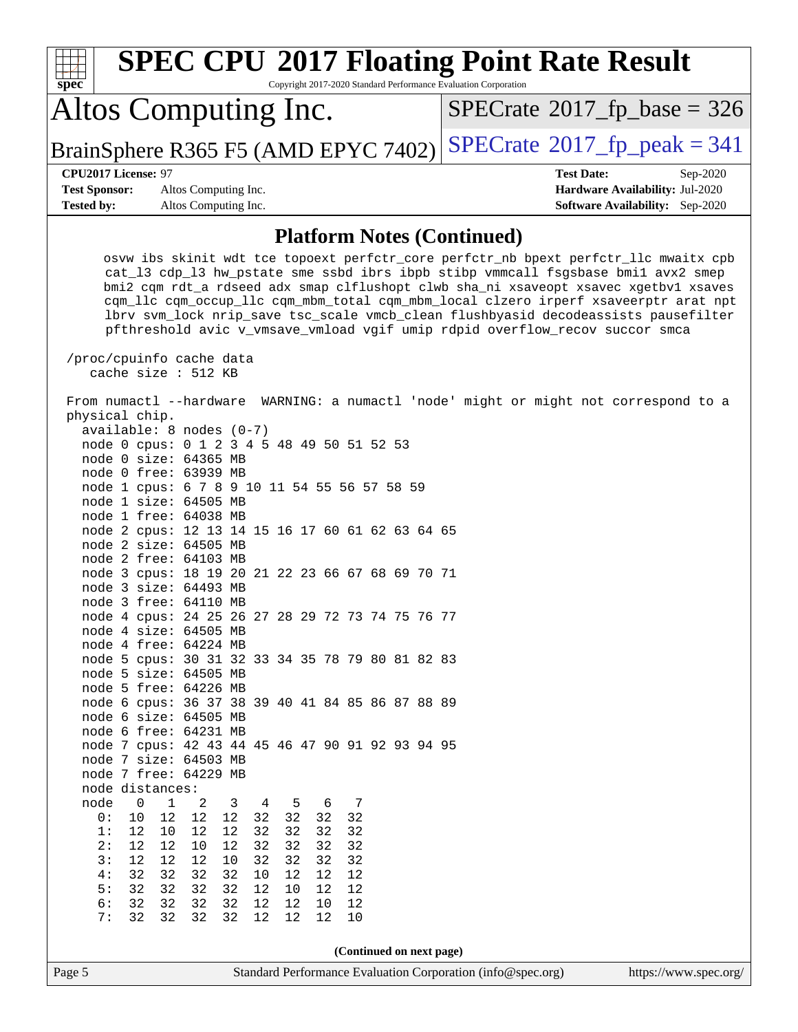## Platform Notes (Continued)

```
    osvw ibs skinit wdt tce topoext perfctr_core perfctr_nb bpext perfctr_llc mwaitx cpb
    cat_l3 cdp_l3 hw_pstate sme ssbd ibrs ibpb stibp vmmcall fsgsbase bmi1 avx2 smep
    bmi2 cqm rdt_a rdseed adx smap clflushopt clwb sha_ni xsaveopt xsavec xgetbv1 xsaves
    cqm_llc cqm_occup_llc cqm_mbm_total cqm_mbm_local clzero irperf xsaveerptr arat npt
    lbrv svm_lock nrip_save tsc_scale vmcb_clean flushbyasid decodeassists pausefilter
    pfthreshold avic v_vmsave_vmload vgif umip rdpid overflow_recov succor smca

 /proc/cpuinfo cache data
    cache size : 512 KB

From numactl --hardware  WARNING: a numactl 'node' might or might not correspond to a
physical chip.
  available: 8 nodes (0-7)
  node 0 cpus: 0 1 2 3 4 5 48 49 50 51 52 53
  node 0 size: 64365 MB
  node 0 free: 63939 MB
  node 1 cpus: 6 7 8 9 10 11 54 55 56 57 58 59
  node 1 size: 64505 MB
  node 1 free: 64038 MB
  node 2 cpus: 12 13 14 15 16 17 60 61 62 63 64 65
  node 2 size: 64505 MB
  node 2 free: 64103 MB
  node 3 cpus: 18 19 20 21 22 23 66 67 68 69 70 71
  node 3 size: 64493 MB
  node 3 free: 64110 MB
  node 4 cpus: 24 25 26 27 28 29 72 73 74 75 76 77
  node 4 size: 64505 MB
  node 4 free: 64224 MB
  node 5 cpus: 30 31 32 33 34 35 78 79 80 81 82 83
  node 5 size: 64505 MB
  node 5 free: 64226 MB
  node 6 cpus: 36 37 38 39 40 41 84 85 86 87 88 89
  node 6 size: 64505 MB
  node 6 free: 64231 MB
  node 7 cpus: 42 43 44 45 46 47 90 91 92 93 94 95
  node 7 size: 64503 MB
  node 7 free: 64229 MB
  node distances:
  node   0   1   2   3   4   5   6   7
    0:  10  12  12  12  32  32  32  32
    1:  12  10  12  12  32  32  32  32
    2:  12  12  10  12  32  32  32  32
    3:  12  12  12  10  32  32  32  32
    4:  32  32  32  32  10  12  12  12
    5:  32  32  32  32  12  10  12  12
    6:  32  32  32  32  12  12  10  12
    7:  32  32  32  32  12  12  12  10
```

**(Continued on next page)**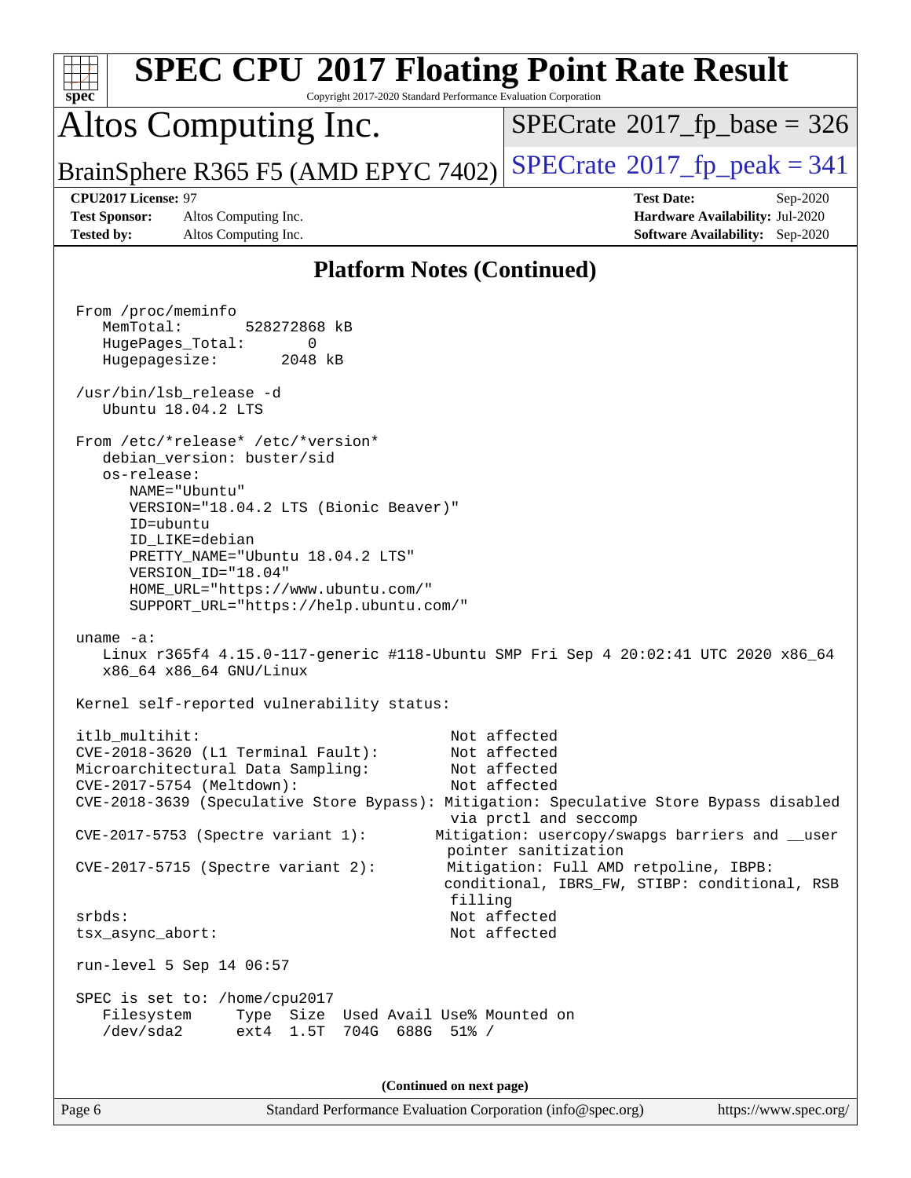## Platform Notes (Continued)

```
From /proc/meminfo
   MemTotal:       528272868 kB
   HugePages_Total:       0
   Hugepagesize:       2048 kB

 /usr/bin/lsb_release -d
   Ubuntu 18.04.2 LTS

 From /etc/*release* /etc/*version*
   debian_version: buster/sid
   os-release:
      NAME="Ubuntu"
      VERSION="18.04.2 LTS (Bionic Beaver)"
      ID=ubuntu
      ID_LIKE=debian
      PRETTY_NAME="Ubuntu 18.04.2 LTS"
      VERSION_ID="18.04"
      HOME_URL="https://www.ubuntu.com/"
      SUPPORT_URL="https://help.ubuntu.com/"

 uname -a:
   Linux r365f4 4.15.0-117-generic #118-Ubuntu SMP Fri Sep 4 20:02:41 UTC 2020 x86_64
   x86_64 x86_64 GNU/Linux

 Kernel self-reported vulnerability status:

 itlb_multihit:                                   Not affected
 CVE-2018-3620 (L1 Terminal Fault):               Not affected
 Microarchitectural Data Sampling:                Not affected
 CVE-2017-5754 (Meltdown):                        Not affected
 CVE-2018-3639 (Speculative Store Bypass): Mitigation: Speculative Store Bypass disabled
                                                  via prctl and seccomp
 CVE-2017-5753 (Spectre variant 1):              Mitigation: usercopy/swapgs barriers and __user
                                                  pointer sanitization
 CVE-2017-5715 (Spectre variant 2):               Mitigation: Full AMD retpoline, IBPB:
                                                  conditional, IBRS_FW, STIBP: conditional, RSB
                                                  filling
 srbds:                                           Not affected
 tsx_async_abort:                                 Not affected

 run-level 5 Sep 14 06:57

 SPEC is set to: /home/cpu2017
   Filesystem     Type  Size  Used Avail Use% Mounted on
   /dev/sda2      ext4  1.5T  704G  688G  51% /
```

(Continued on next page)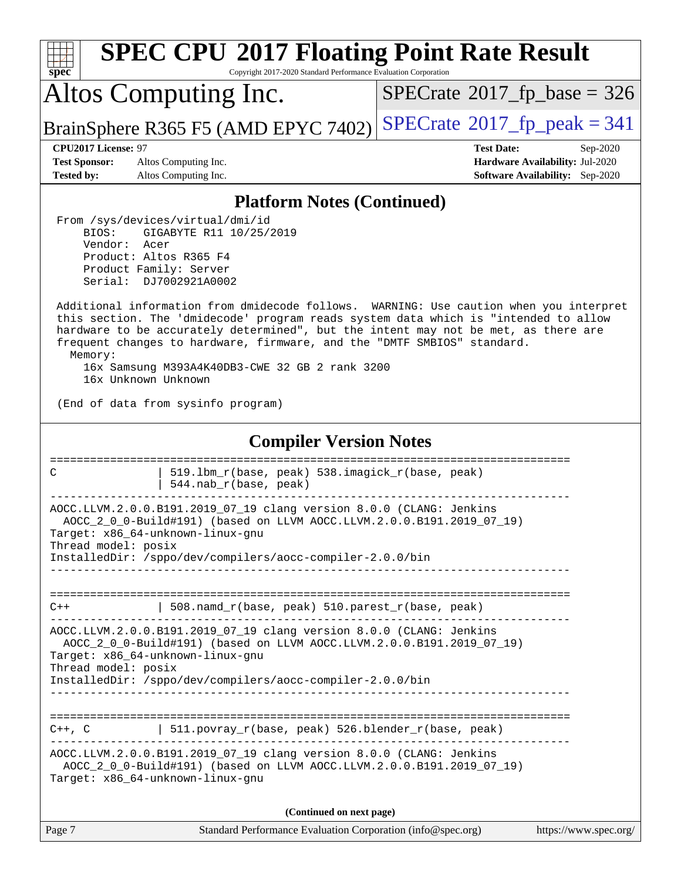## Platform Notes (Continued)

```
From /sys/devices/virtual/dmi/id
    BIOS:    GIGABYTE R11 10/25/2019
    Vendor:  Acer
    Product: Altos R365 F4
    Product Family: Server
    Serial:  DJ7002921A0002

Additional information from dmidecode follows.  WARNING: Use caution when you interpret
this section. The 'dmidecode' program reads system data which is "intended to allow
hardware to be accurately determined", but the intent may not be met, as there are
frequent changes to hardware, firmware, and the "DMTF SMBIOS" standard.
  Memory:
    16x Samsung M393A4K40DB3-CWE 32 GB 2 rank 3200
    16x Unknown Unknown

(End of data from sysinfo program)
```

## Compiler Version Notes

```
==============================================================================
C               | 519.lbm_r(base, peak) 538.imagick_r(base, peak)
                | 544.nab_r(base, peak)
------------------------------------------------------------------------------
AOCC.LLVM.2.0.0.B191.2019_07_19 clang version 8.0.0 (CLANG: Jenkins
  AOCC_2_0_0-Build#191) (based on LLVM AOCC.LLVM.2.0.0.B191.2019_07_19)
Target: x86_64-unknown-linux-gnu
Thread model: posix
InstalledDir: /sppo/dev/compilers/aocc-compiler-2.0.0/bin
------------------------------------------------------------------------------

==============================================================================
C++             | 508.namd_r(base, peak) 510.parest_r(base, peak)
------------------------------------------------------------------------------
AOCC.LLVM.2.0.0.B191.2019_07_19 clang version 8.0.0 (CLANG: Jenkins
  AOCC_2_0_0-Build#191) (based on LLVM AOCC.LLVM.2.0.0.B191.2019_07_19)
Target: x86_64-unknown-linux-gnu
Thread model: posix
InstalledDir: /sppo/dev/compilers/aocc-compiler-2.0.0/bin
------------------------------------------------------------------------------

==============================================================================
C++, C          | 511.povray_r(base, peak) 526.blender_r(base, peak)
------------------------------------------------------------------------------
AOCC.LLVM.2.0.0.B191.2019_07_19 clang version 8.0.0 (CLANG: Jenkins
  AOCC_2_0_0-Build#191) (based on LLVM AOCC.LLVM.2.0.0.B191.2019_07_19)
Target: x86_64-unknown-linux-gnu
```

(Continued on next page)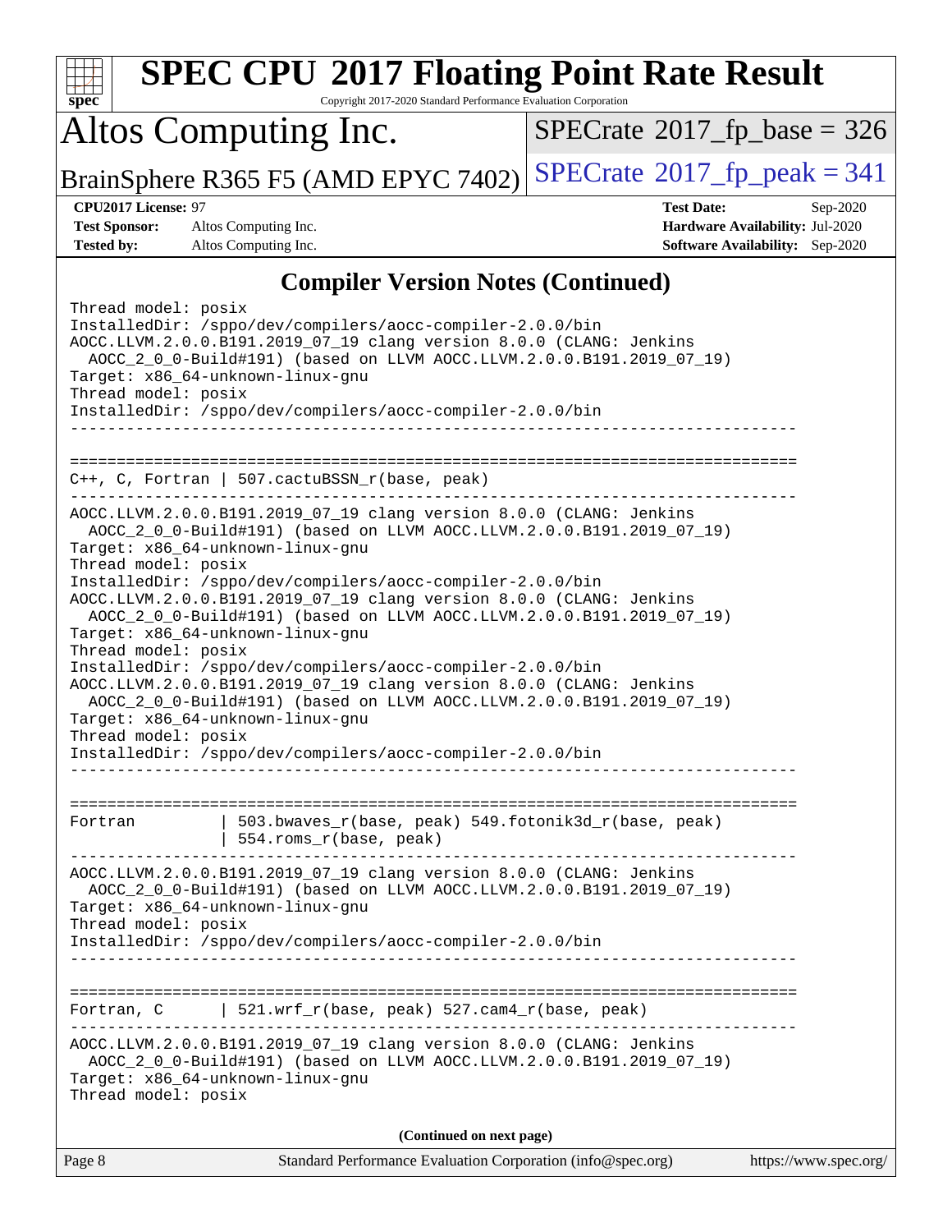## Compiler Version Notes (Continued)

```
Thread model: posix
InstalledDir: /sppo/dev/compilers/aocc-compiler-2.0.0/bin
AOCC.LLVM.2.0.0.B191.2019_07_19 clang version 8.0.0 (CLANG: Jenkins
  AOCC_2_0_0-Build#191) (based on LLVM AOCC.LLVM.2.0.0.B191.2019_07_19)
Target: x86_64-unknown-linux-gnu
Thread model: posix
InstalledDir: /sppo/dev/compilers/aocc-compiler-2.0.0/bin
------------------------------------------------------------------------------

==============================================================================
C++, C, Fortran | 507.cactuBSSN_r(base, peak)
------------------------------------------------------------------------------
AOCC.LLVM.2.0.0.B191.2019_07_19 clang version 8.0.0 (CLANG: Jenkins
  AOCC_2_0_0-Build#191) (based on LLVM AOCC.LLVM.2.0.0.B191.2019_07_19)
Target: x86_64-unknown-linux-gnu
Thread model: posix
InstalledDir: /sppo/dev/compilers/aocc-compiler-2.0.0/bin
AOCC.LLVM.2.0.0.B191.2019_07_19 clang version 8.0.0 (CLANG: Jenkins
  AOCC_2_0_0-Build#191) (based on LLVM AOCC.LLVM.2.0.0.B191.2019_07_19)
Target: x86_64-unknown-linux-gnu
Thread model: posix
InstalledDir: /sppo/dev/compilers/aocc-compiler-2.0.0/bin
AOCC.LLVM.2.0.0.B191.2019_07_19 clang version 8.0.0 (CLANG: Jenkins
  AOCC_2_0_0-Build#191) (based on LLVM AOCC.LLVM.2.0.0.B191.2019_07_19)
Target: x86_64-unknown-linux-gnu
Thread model: posix
InstalledDir: /sppo/dev/compilers/aocc-compiler-2.0.0/bin
------------------------------------------------------------------------------

==============================================================================
Fortran         | 503.bwaves_r(base, peak) 549.fotonik3d_r(base, peak)
                | 554.roms_r(base, peak)
------------------------------------------------------------------------------
AOCC.LLVM.2.0.0.B191.2019_07_19 clang version 8.0.0 (CLANG: Jenkins
  AOCC_2_0_0-Build#191) (based on LLVM AOCC.LLVM.2.0.0.B191.2019_07_19)
Target: x86_64-unknown-linux-gnu
Thread model: posix
InstalledDir: /sppo/dev/compilers/aocc-compiler-2.0.0/bin
------------------------------------------------------------------------------

==============================================================================
Fortran, C      | 521.wrf_r(base, peak) 527.cam4_r(base, peak)
------------------------------------------------------------------------------
AOCC.LLVM.2.0.0.B191.2019_07_19 clang version 8.0.0 (CLANG: Jenkins
  AOCC_2_0_0-Build#191) (based on LLVM AOCC.LLVM.2.0.0.B191.2019_07_19)
Target: x86_64-unknown-linux-gnu
Thread model: posix
```

**(Continued on next page)**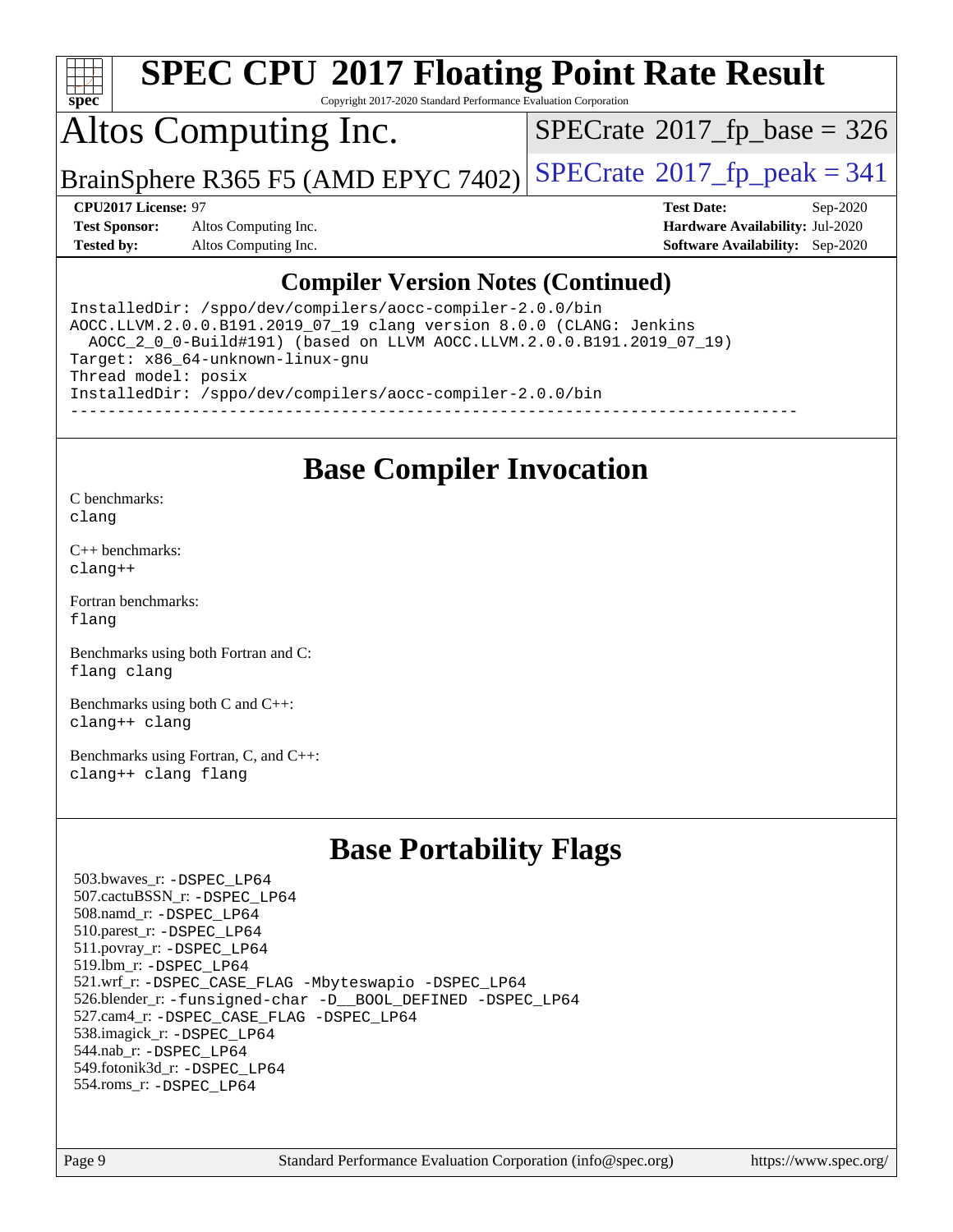## Compiler Version Notes (Continued)

```
InstalledDir: /sppo/dev/compilers/aocc-compiler-2.0.0/bin
AOCC.LLVM.2.0.0.B191.2019_07_19 clang version 8.0.0 (CLANG: Jenkins
  AOCC_2_0_0-Build#191) (based on LLVM AOCC.LLVM.2.0.0.B191.2019_07_19)
Target: x86_64-unknown-linux-gnu
Thread model: posix
InstalledDir: /sppo/dev/compilers/aocc-compiler-2.0.0/bin
------------------------------------------------------------------------------
```

## Base Compiler Invocation

C benchmarks:
clang

C++ benchmarks:
clang++

Fortran benchmarks:
flang

Benchmarks using both Fortran and C:
flang clang

Benchmarks using both C and C++:
clang++ clang

Benchmarks using Fortran, C, and C++:
clang++ clang flang

## Base Portability Flags

503.bwaves_r: -DSPEC_LP64
507.cactuBSSN_r: -DSPEC_LP64
508.namd_r: -DSPEC_LP64
510.parest_r: -DSPEC_LP64
511.povray_r: -DSPEC_LP64
519.lbm_r: -DSPEC_LP64
521.wrf_r: -DSPEC_CASE_FLAG -Mbyteswapio -DSPEC_LP64
526.blender_r: -funsigned-char -D__BOOL_DEFINED -DSPEC_LP64
527.cam4_r: -DSPEC_CASE_FLAG -DSPEC_LP64
538.imagick_r: -DSPEC_LP64
544.nab_r: -DSPEC_LP64
549.fotonik3d_r: -DSPEC_LP64
554.roms_r: -DSPEC_LP64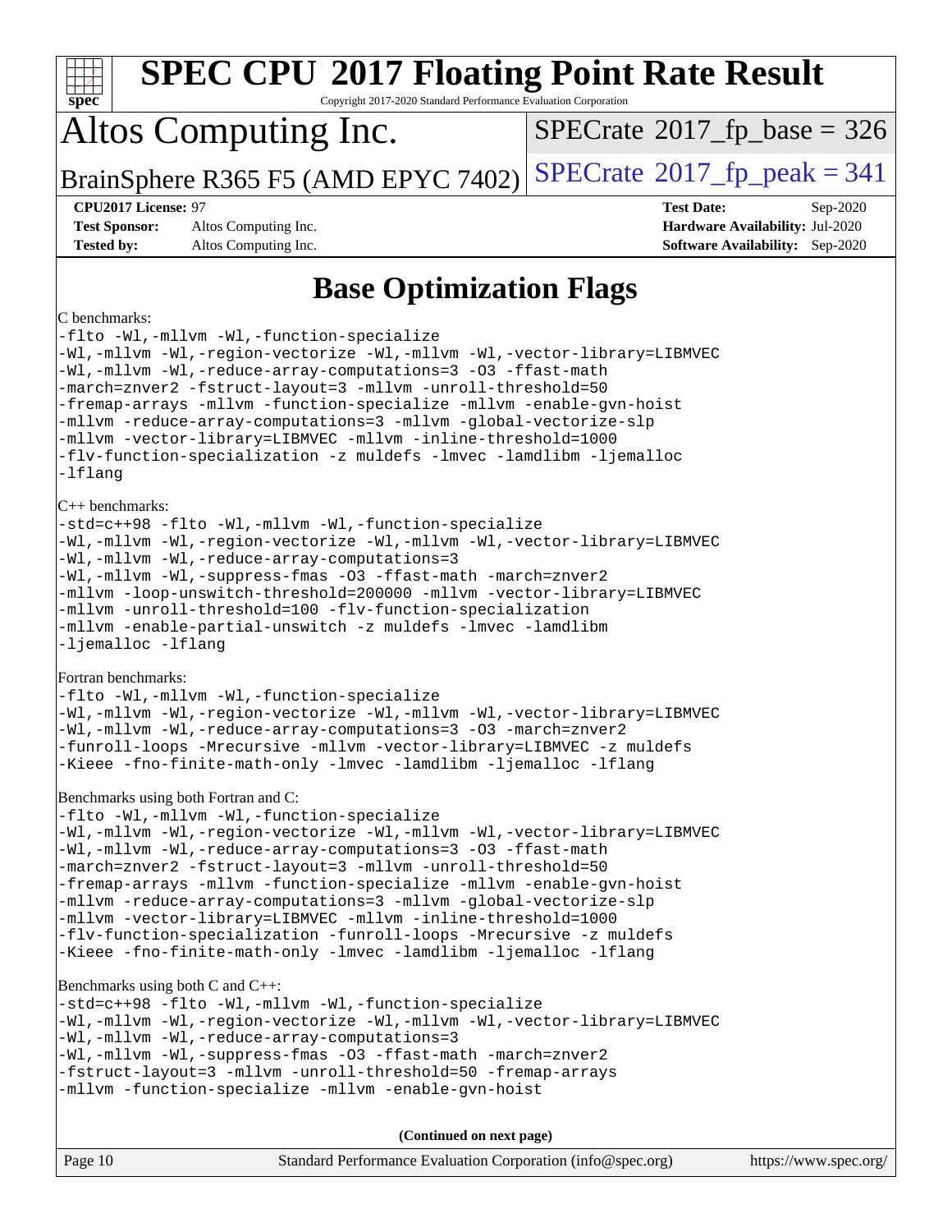# Base Optimization Flags

C benchmarks:

```
-flto -Wl,-mllvm -Wl,-function-specialize
-Wl,-mllvm -Wl,-region-vectorize -Wl,-mllvm -Wl,-vector-library=LIBMVEC
-Wl,-mllvm -Wl,-reduce-array-computations=3 -O3 -ffast-math
-march=znver2 -fstruct-layout=3 -mllvm -unroll-threshold=50
-fremap-arrays -mllvm -function-specialize -mllvm -enable-gvn-hoist
-mllvm -reduce-array-computations=3 -mllvm -global-vectorize-slp
-mllvm -vector-library=LIBMVEC -mllvm -inline-threshold=1000
-flv-function-specialization -z muldefs -lmvec -lamdlibm -ljemalloc
-lflang
```

C++ benchmarks:

```
-std=c++98 -flto -Wl,-mllvm -Wl,-function-specialize
-Wl,-mllvm -Wl,-region-vectorize -Wl,-mllvm -Wl,-vector-library=LIBMVEC
-Wl,-mllvm -Wl,-reduce-array-computations=3
-Wl,-mllvm -Wl,-suppress-fmas -O3 -ffast-math -march=znver2
-mllvm -loop-unswitch-threshold=200000 -mllvm -vector-library=LIBMVEC
-mllvm -unroll-threshold=100 -flv-function-specialization
-mllvm -enable-partial-unswitch -z muldefs -lmvec -lamdlibm
-ljemalloc -lflang
```

Fortran benchmarks:

```
-flto -Wl,-mllvm -Wl,-function-specialize
-Wl,-mllvm -Wl,-region-vectorize -Wl,-mllvm -Wl,-vector-library=LIBMVEC
-Wl,-mllvm -Wl,-reduce-array-computations=3 -O3 -march=znver2
-funroll-loops -Mrecursive -mllvm -vector-library=LIBMVEC -z muldefs
-Kieee -fno-finite-math-only -lmvec -lamdlibm -ljemalloc -lflang
```

Benchmarks using both Fortran and C:

```
-flto -Wl,-mllvm -Wl,-function-specialize
-Wl,-mllvm -Wl,-region-vectorize -Wl,-mllvm -Wl,-vector-library=LIBMVEC
-Wl,-mllvm -Wl,-reduce-array-computations=3 -O3 -ffast-math
-march=znver2 -fstruct-layout=3 -mllvm -unroll-threshold=50
-fremap-arrays -mllvm -function-specialize -mllvm -enable-gvn-hoist
-mllvm -reduce-array-computations=3 -mllvm -global-vectorize-slp
-mllvm -vector-library=LIBMVEC -mllvm -inline-threshold=1000
-flv-function-specialization -funroll-loops -Mrecursive -z muldefs
-Kieee -fno-finite-math-only -lmvec -lamdlibm -ljemalloc -lflang
```

Benchmarks using both C and C++:

```
-std=c++98 -flto -Wl,-mllvm -Wl,-function-specialize
-Wl,-mllvm -Wl,-region-vectorize -Wl,-mllvm -Wl,-vector-library=LIBMVEC
-Wl,-mllvm -Wl,-reduce-array-computations=3
-Wl,-mllvm -Wl,-suppress-fmas -O3 -ffast-math -march=znver2
-fstruct-layout=3 -mllvm -unroll-threshold=50 -fremap-arrays
-mllvm -function-specialize -mllvm -enable-gvn-hoist
```

**(Continued on next page)**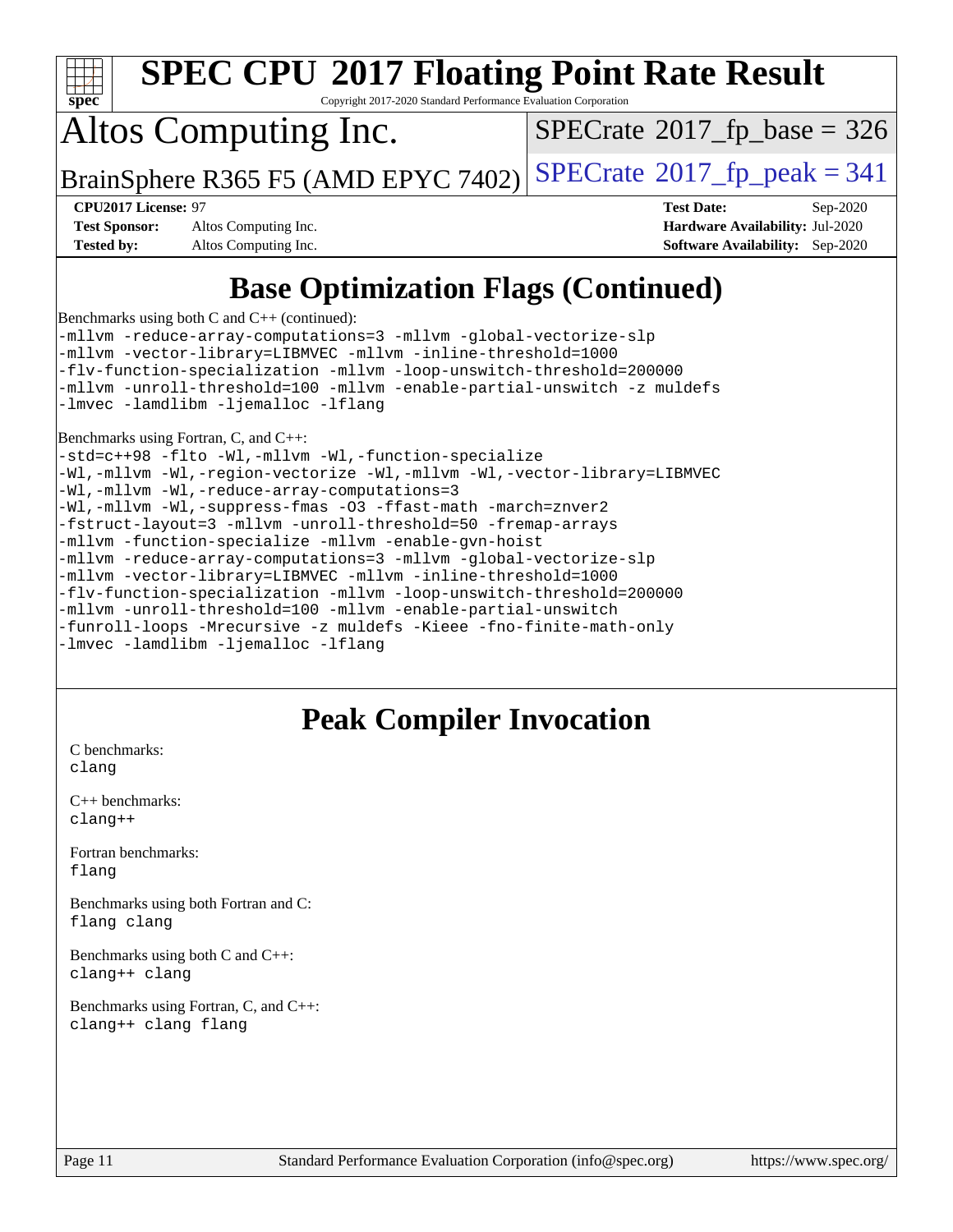# Base Optimization Flags (Continued)

Benchmarks using both C and C++ (continued):

```
-mllvm -reduce-array-computations=3 -mllvm -global-vectorize-slp
-mllvm -vector-library=LIBMVEC -mllvm -inline-threshold=1000
-flv-function-specialization -mllvm -loop-unswitch-threshold=200000
-mllvm -unroll-threshold=100 -mllvm -enable-partial-unswitch -z muldefs
-lmvec -lamdlibm -ljemalloc -lflang
```

Benchmarks using Fortran, C, and C++:

```
-std=c++98 -flto -Wl,-mllvm -Wl,-function-specialize
-Wl,-mllvm -Wl,-region-vectorize -Wl,-mllvm -Wl,-vector-library=LIBMVEC
-Wl,-mllvm -Wl,-reduce-array-computations=3
-Wl,-mllvm -Wl,-suppress-fmas -O3 -ffast-math -march=znver2
-fstruct-layout=3 -mllvm -unroll-threshold=50 -fremap-arrays
-mllvm -function-specialize -mllvm -enable-gvn-hoist
-mllvm -reduce-array-computations=3 -mllvm -global-vectorize-slp
-mllvm -vector-library=LIBMVEC -mllvm -inline-threshold=1000
-flv-function-specialization -mllvm -loop-unswitch-threshold=200000
-mllvm -unroll-threshold=100 -mllvm -enable-partial-unswitch
-funroll-loops -Mrecursive -z muldefs -Kieee -fno-finite-math-only
-lmvec -lamdlibm -ljemalloc -lflang
```

# Peak Compiler Invocation

C benchmarks:
```
clang
```

C++ benchmarks:
```
clang++
```

Fortran benchmarks:
```
flang
```

Benchmarks using both Fortran and C:
```
flang clang
```

Benchmarks using both C and C++:
```
clang++ clang
```

Benchmarks using Fortran, C, and C++:
```
clang++ clang flang
```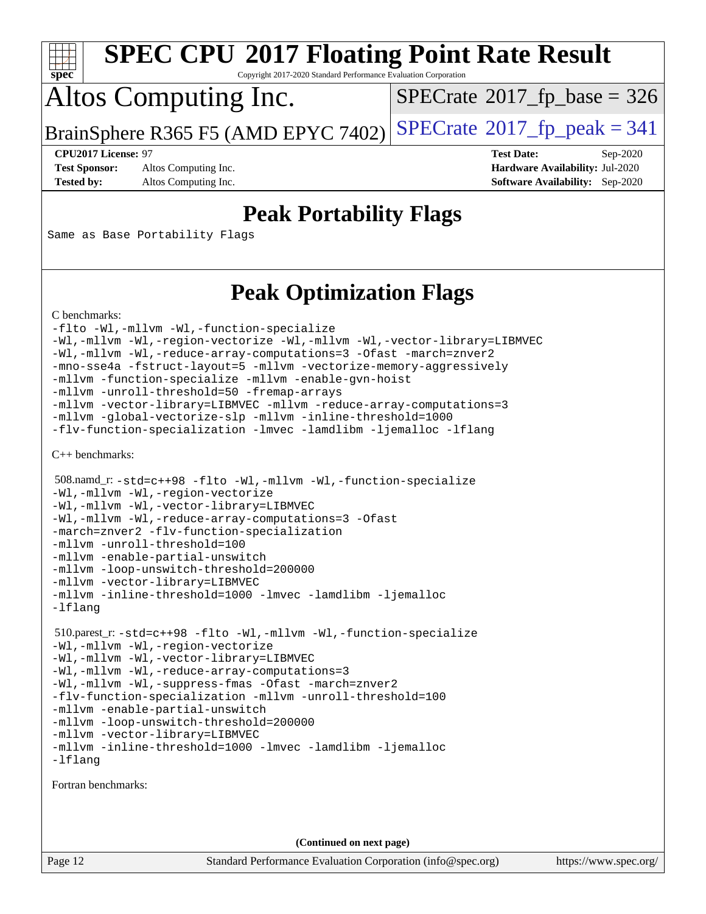# Peak Portability Flags

Same as Base Portability Flags

# Peak Optimization Flags

C benchmarks:

```
-flto -Wl,-mllvm -Wl,-function-specialize
-Wl,-mllvm -Wl,-region-vectorize -Wl,-mllvm -Wl,-vector-library=LIBMVEC
-Wl,-mllvm -Wl,-reduce-array-computations=3 -Ofast -march=znver2
-mno-sse4a -fstruct-layout=5 -mllvm -vectorize-memory-aggressively
-mllvm -function-specialize -mllvm -enable-gvn-hoist
-mllvm -unroll-threshold=50 -fremap-arrays
-mllvm -vector-library=LIBMVEC -mllvm -reduce-array-computations=3
-mllvm -global-vectorize-slp -mllvm -inline-threshold=1000
-flv-function-specialization -lmvec -lamdlibm -ljemalloc -lflang
```

C++ benchmarks:

508.namd_r:
```
-std=c++98 -flto -Wl,-mllvm -Wl,-function-specialize
-Wl,-mllvm -Wl,-region-vectorize
-Wl,-mllvm -Wl,-vector-library=LIBMVEC
-Wl,-mllvm -Wl,-reduce-array-computations=3 -Ofast
-march=znver2 -flv-function-specialization
-mllvm -unroll-threshold=100
-mllvm -enable-partial-unswitch
-mllvm -loop-unswitch-threshold=200000
-mllvm -vector-library=LIBMVEC
-mllvm -inline-threshold=1000 -lmvec -lamdlibm -ljemalloc
-lflang
```

510.parest_r:
```
-std=c++98 -flto -Wl,-mllvm -Wl,-function-specialize
-Wl,-mllvm -Wl,-region-vectorize
-Wl,-mllvm -Wl,-vector-library=LIBMVEC
-Wl,-mllvm -Wl,-reduce-array-computations=3
-Wl,-mllvm -Wl,-suppress-fmas -Ofast -march=znver2
-flv-function-specialization -mllvm -unroll-threshold=100
-mllvm -enable-partial-unswitch
-mllvm -loop-unswitch-threshold=200000
-mllvm -vector-library=LIBMVEC
-mllvm -inline-threshold=1000 -lmvec -lamdlibm -ljemalloc
-lflang
```

Fortran benchmarks:

**(Continued on next page)**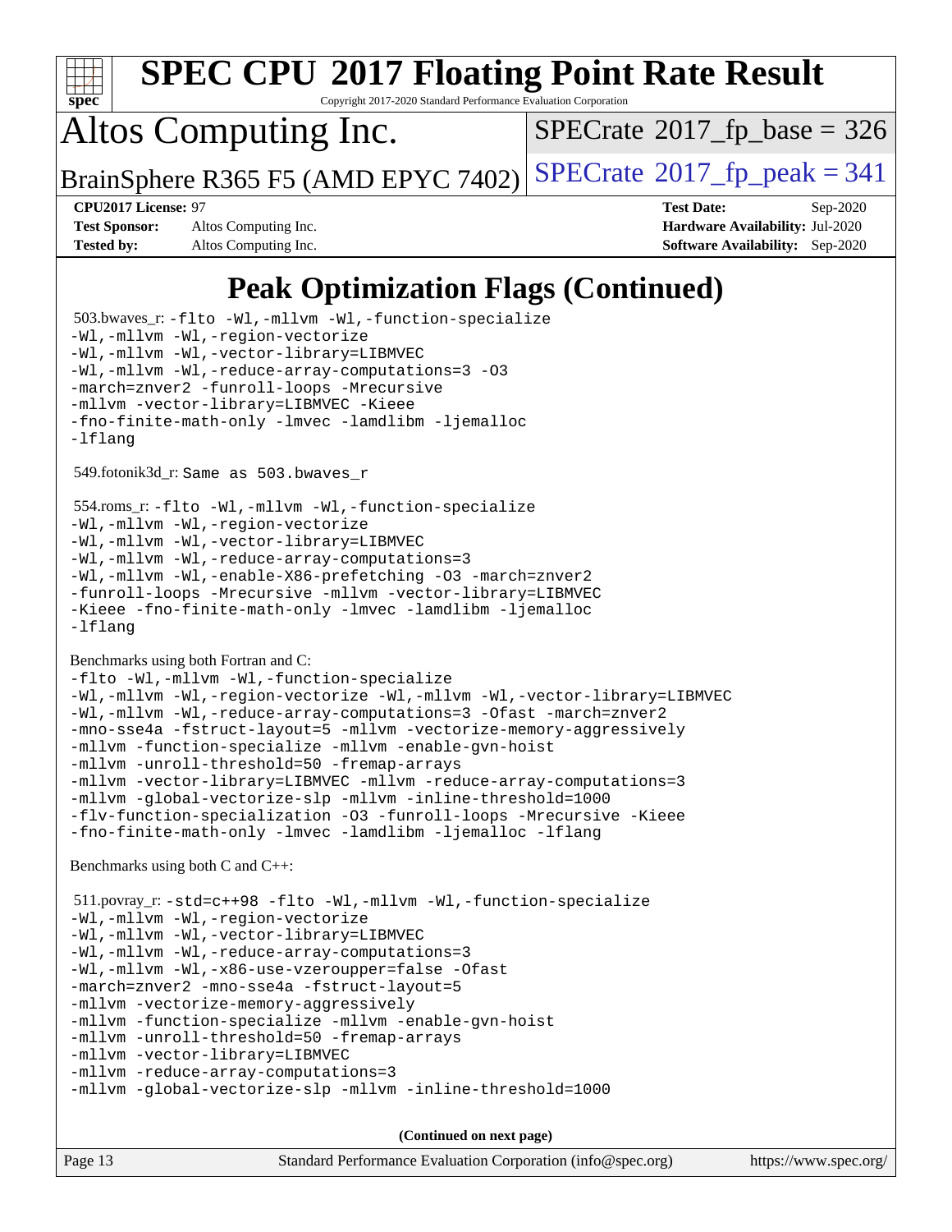# SPEC CPU 2017 Floating Point Rate Result

Copyright 2017-2020 Standard Performance Evaluation Corporation

## Altos Computing Inc.

BrainSphere R365 F5 (AMD EPYC 7402)

SPECrate 2017_fp_base = 326

SPECrate 2017_fp_peak = 341

**CPU2017 License:** 97
**Test Sponsor:** Altos Computing Inc.
**Tested by:** Altos Computing Inc.

**Test Date:** Sep-2020
**Hardware Availability:** Jul-2020
**Software Availability:** Sep-2020

# Peak Optimization Flags (Continued)

503.bwaves_r: 
```
-flto -Wl,-mllvm -Wl,-function-specialize
-Wl,-mllvm -Wl,-region-vectorize
-Wl,-mllvm -Wl,-vector-library=LIBMVEC
-Wl,-mllvm -Wl,-reduce-array-computations=3 -O3
-march=znver2 -funroll-loops -Mrecursive
-mllvm -vector-library=LIBMVEC -Kieee
-fno-finite-math-only -lmvec -lamdlibm -ljemalloc
-lflang
```

549.fotonik3d_r: `Same as 503.bwaves_r`

554.roms_r: 
```
-flto -Wl,-mllvm -Wl,-function-specialize
-Wl,-mllvm -Wl,-region-vectorize
-Wl,-mllvm -Wl,-vector-library=LIBMVEC
-Wl,-mllvm -Wl,-reduce-array-computations=3
-Wl,-mllvm -Wl,-enable-X86-prefetching -O3 -march=znver2
-funroll-loops -Mrecursive -mllvm -vector-library=LIBMVEC
-Kieee -fno-finite-math-only -lmvec -lamdlibm -ljemalloc
-lflang
```

Benchmarks using both Fortran and C:
```
-flto -Wl,-mllvm -Wl,-function-specialize
-Wl,-mllvm -Wl,-region-vectorize -Wl,-mllvm -Wl,-vector-library=LIBMVEC
-Wl,-mllvm -Wl,-reduce-array-computations=3 -Ofast -march=znver2
-mno-sse4a -fstruct-layout=5 -mllvm -vectorize-memory-aggressively
-mllvm -function-specialize -mllvm -enable-gvn-hoist
-mllvm -unroll-threshold=50 -fremap-arrays
-mllvm -vector-library=LIBMVEC -mllvm -reduce-array-computations=3
-mllvm -global-vectorize-slp -mllvm -inline-threshold=1000
-flv-function-specialization -O3 -funroll-loops -Mrecursive -Kieee
-fno-finite-math-only -lmvec -lamdlibm -ljemalloc -lflang
```

Benchmarks using both C and C++:

511.povray_r: 
```
-std=c++98 -flto -Wl,-mllvm -Wl,-function-specialize
-Wl,-mllvm -Wl,-region-vectorize
-Wl,-mllvm -Wl,-vector-library=LIBMVEC
-Wl,-mllvm -Wl,-reduce-array-computations=3
-Wl,-mllvm -Wl,-x86-use-vzeroupper=false -Ofast
-march=znver2 -mno-sse4a -fstruct-layout=5
-mllvm -vectorize-memory-aggressively
-mllvm -function-specialize -mllvm -enable-gvn-hoist
-mllvm -unroll-threshold=50 -fremap-arrays
-mllvm -vector-library=LIBMVEC
-mllvm -reduce-array-computations=3
-mllvm -global-vectorize-slp -mllvm -inline-threshold=1000
```

**(Continued on next page)**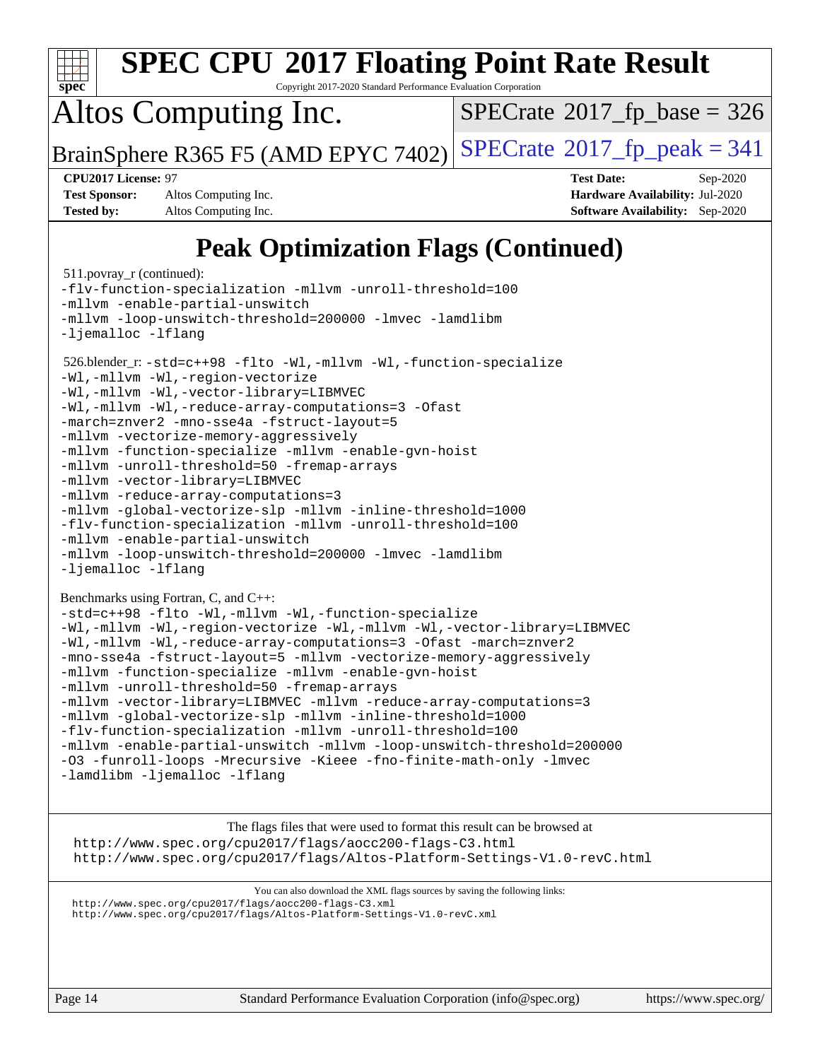# SPEC CPU 2017 Floating Point Rate Result

Copyright 2017-2020 Standard Performance Evaluation Corporation

## Altos Computing Inc.

BrainSphere R365 F5 (AMD EPYC 7402)

SPECrate 2017_fp_base = 326

SPECrate 2017_fp_peak = 341

**CPU2017 License:** 97
**Test Sponsor:** Altos Computing Inc.
**Tested by:** Altos Computing Inc.

**Test Date:** Sep-2020
**Hardware Availability:** Jul-2020
**Software Availability:** Sep-2020

# Peak Optimization Flags (Continued)

511.povray_r (continued):

```
-flv-function-specialization -mllvm -unroll-threshold=100
-mllvm -enable-partial-unswitch
-mllvm -loop-unswitch-threshold=200000 -lmvec -lamdlibm
-ljemalloc -lflang
```

526.blender_r:

```
-std=c++98 -flto -Wl,-mllvm -Wl,-function-specialize
-Wl,-mllvm -Wl,-region-vectorize
-Wl,-mllvm -Wl,-vector-library=LIBMVEC
-Wl,-mllvm -Wl,-reduce-array-computations=3 -Ofast
-march=znver2 -mno-sse4a -fstruct-layout=5
-mllvm -vectorize-memory-aggressively
-mllvm -function-specialize -mllvm -enable-gvn-hoist
-mllvm -unroll-threshold=50 -fremap-arrays
-mllvm -vector-library=LIBMVEC
-mllvm -reduce-array-computations=3
-mllvm -global-vectorize-slp -mllvm -inline-threshold=1000
-flv-function-specialization -mllvm -unroll-threshold=100
-mllvm -enable-partial-unswitch
-mllvm -loop-unswitch-threshold=200000 -lmvec -lamdlibm
-ljemalloc -lflang
```

Benchmarks using Fortran, C, and C++:

```
-std=c++98 -flto -Wl,-mllvm -Wl,-function-specialize
-Wl,-mllvm -Wl,-region-vectorize -Wl,-mllvm -Wl,-vector-library=LIBMVEC
-Wl,-mllvm -Wl,-reduce-array-computations=3 -Ofast -march=znver2
-mno-sse4a -fstruct-layout=5 -mllvm -vectorize-memory-aggressively
-mllvm -function-specialize -mllvm -enable-gvn-hoist
-mllvm -unroll-threshold=50 -fremap-arrays
-mllvm -vector-library=LIBMVEC -mllvm -reduce-array-computations=3
-mllvm -global-vectorize-slp -mllvm -inline-threshold=1000
-flv-function-specialization -mllvm -unroll-threshold=100
-mllvm -enable-partial-unswitch -mllvm -loop-unswitch-threshold=200000
-O3 -funroll-loops -Mrecursive -Kieee -fno-finite-math-only -lmvec
-lamdlibm -ljemalloc -lflang
```

The flags files that were used to format this result can be browsed at
http://www.spec.org/cpu2017/flags/aocc200-flags-C3.html
http://www.spec.org/cpu2017/flags/Altos-Platform-Settings-V1.0-revC.html

You can also download the XML flags sources by saving the following links:
http://www.spec.org/cpu2017/flags/aocc200-flags-C3.xml
http://www.spec.org/cpu2017/flags/Altos-Platform-Settings-V1.0-revC.xml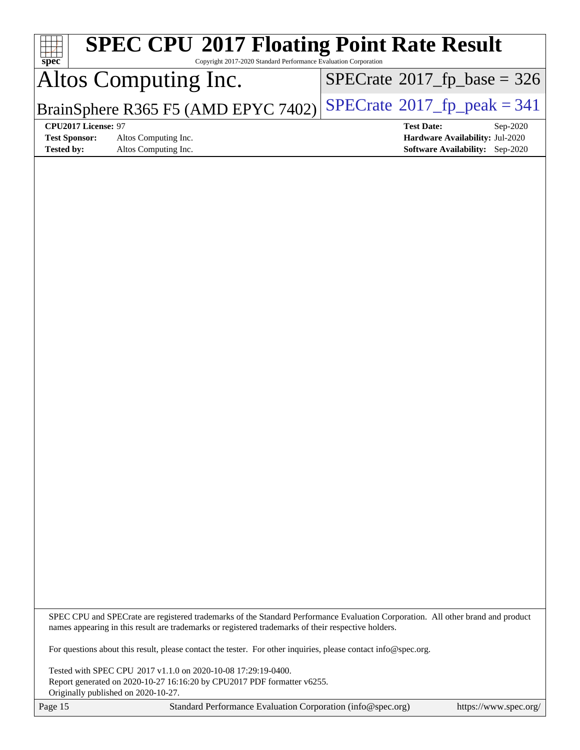SPEC CPU and SPECrate are registered trademarks of the Standard Performance Evaluation Corporation. All other brand and product names appearing in this result are trademarks or registered trademarks of their respective holders.

For questions about this result, please contact the tester. For other inquiries, please contact info@spec.org.

Tested with SPEC CPU 2017 v1.1.0 on 2020-10-08 17:29:19-0400.
Report generated on 2020-10-27 16:16:20 by CPU2017 PDF formatter v6255.
Originally published on 2020-10-27.